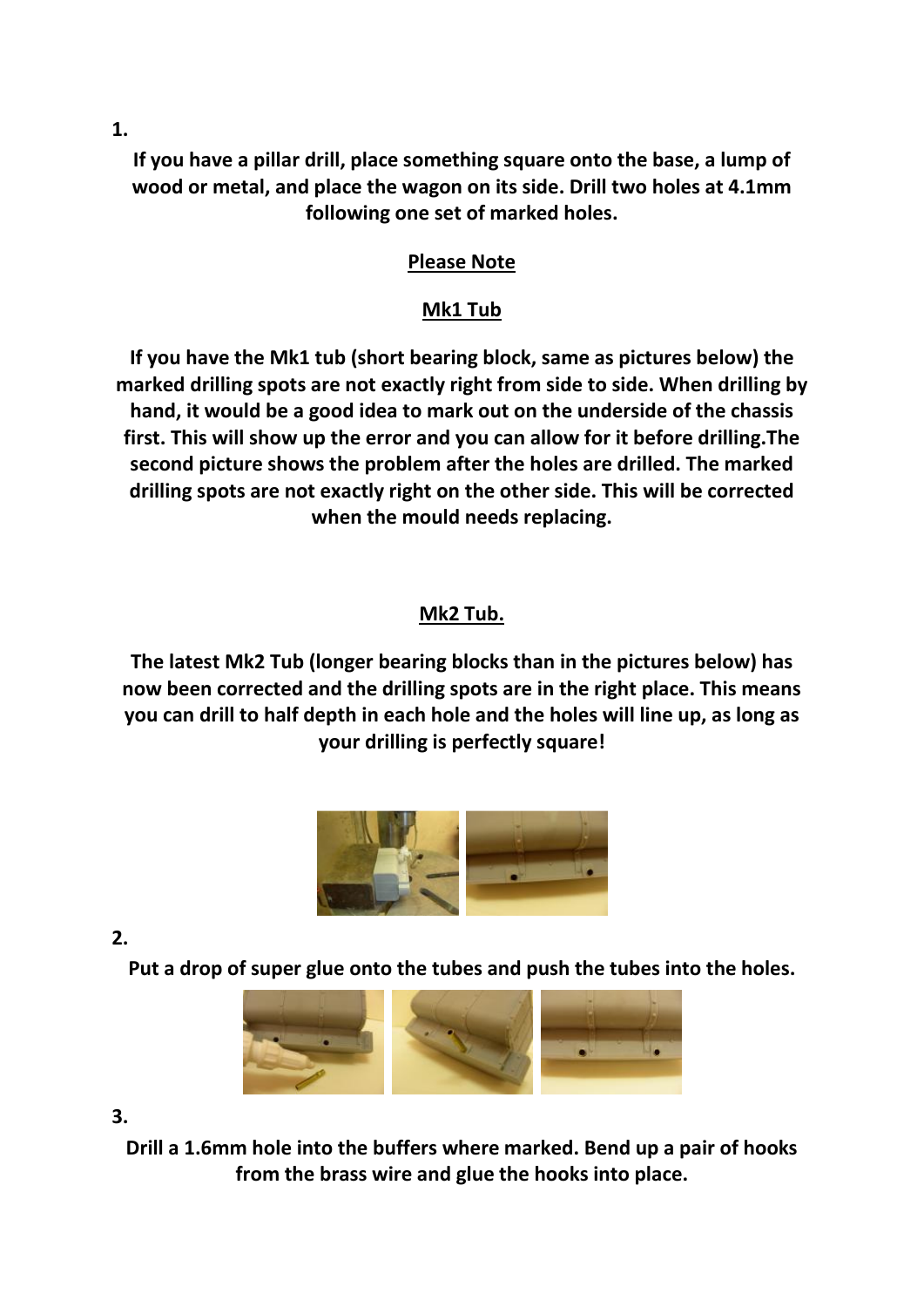1.

**If you have a pillar drill, place something square onto the base, a lump of wood or metal, and place the wagon on its side. Drill two holes at 4.1mm following one set of marked holes.**

**<u>Please Note</u>**

**<u>Mk1 Tub</u>**

**If you have the Mk1 tub (short bearing block, same as pictures below) the marked drilling spots are not exactly right from side to side. When drilling by hand, it would be a good idea to mark out on the underside of the chassis first. This will show up the error and you can allow for it before drilling.The second picture shows the problem after the holes are drilled. The marked drilling spots are not exactly right on the other side. This will be corrected when the mould needs replacing.**

**<u>Mk2 Tub.</u>**

**The latest Mk2 Tub (longer bearing blocks than in the pictures below) has now been corrected and the drilling spots are in the right place. This means you can drill to half depth in each hole and the holes will line up, as long as your drilling is perfectly square!**

2.

**Put a drop of super glue onto the tubes and push the tubes into the holes.**

3.

**Drill a 1.6mm hole into the buffers where marked. Bend up a pair of hooks from the brass wire and glue the hooks into place.**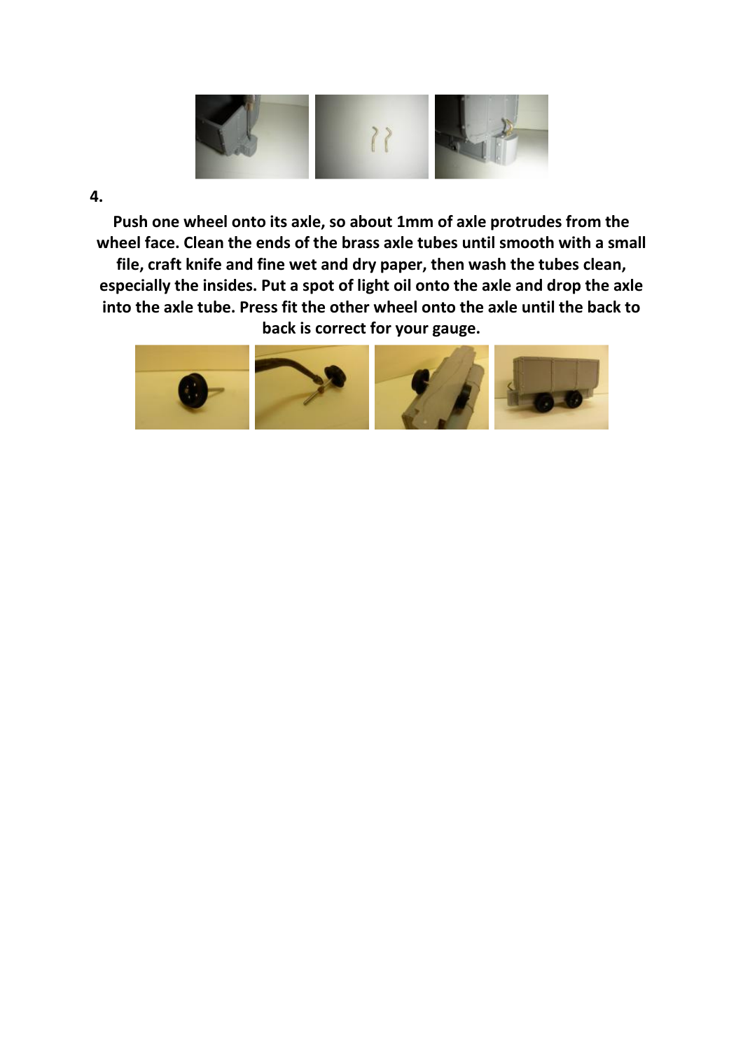**4.**

**Push one wheel onto its axle, so about 1mm of axle protrudes from the wheel face. Clean the ends of the brass axle tubes until smooth with a small file, craft knife and fine wet and dry paper, then wash the tubes clean, especially the insides. Put a spot of light oil onto the axle and drop the axle into the axle tube. Press fit the other wheel onto the axle until the back to back is correct for your gauge.**